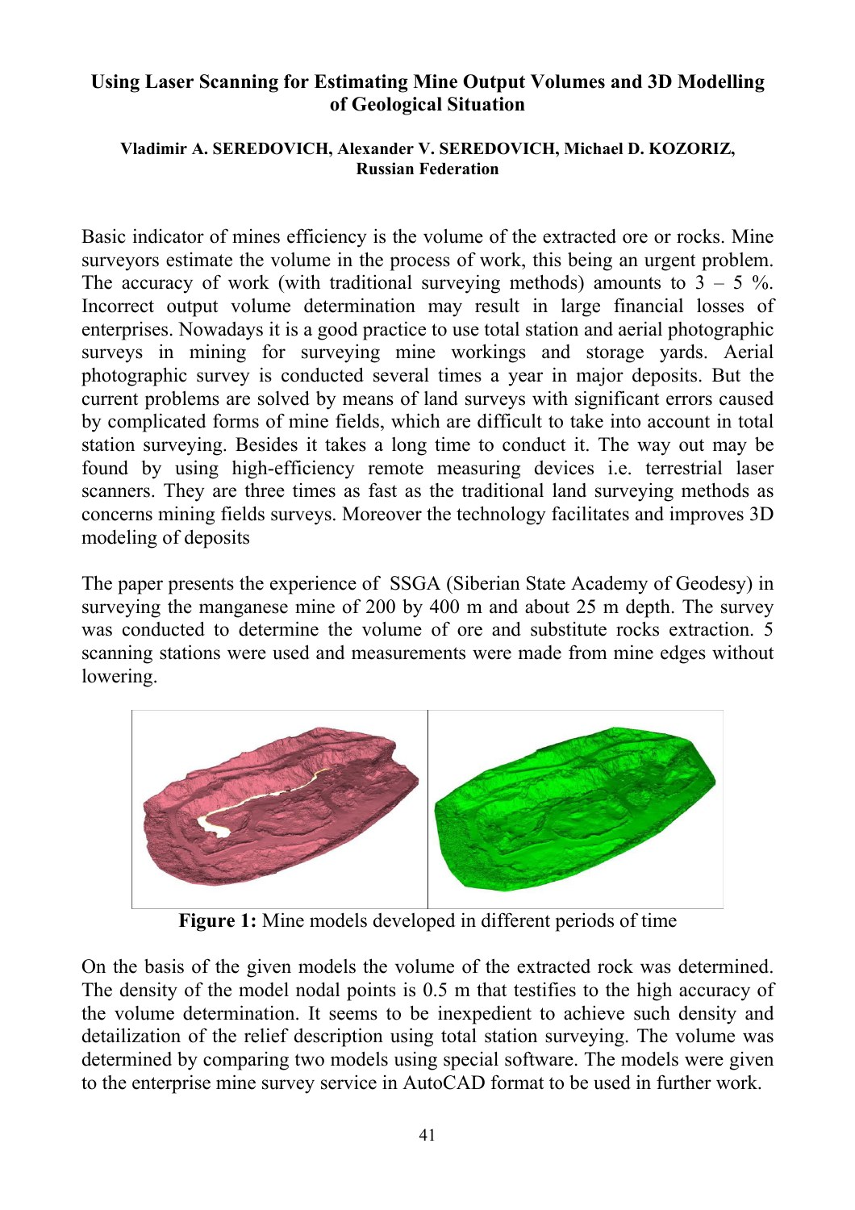# Using Laser Scanning for Estimating Mine Output Volumes and 3D Modelling of Geological Situation

**Vladimir A. SEREDOVICH, Alexander V. SEREDOVICH, Michael D. KOZORIZ, Russian Federation**

Basic indicator of mines efficiency is the volume of the extracted ore or rocks. Mine surveyors estimate the volume in the process of work, this being an urgent problem. The accuracy of work (with traditional surveying methods) amounts to 3 – 5 %. Incorrect output volume determination may result in large financial losses of enterprises. Nowadays it is a good practice to use total station and aerial photographic surveys in mining for surveying mine workings and storage yards. Aerial photographic survey is conducted several times a year in major deposits. But the current problems are solved by means of land surveys with significant errors caused by complicated forms of mine fields, which are difficult to take into account in total station surveying. Besides it takes a long time to conduct it. The way out may be found by using high-efficiency remote measuring devices i.e. terrestrial laser scanners. They are three times as fast as the traditional land surveying methods as concerns mining fields surveys. Moreover the technology facilitates and improves 3D modeling of deposits

The paper presents the experience of SSGA (Siberian State Academy of Geodesy) in surveying the manganese mine of 200 by 400 m and about 25 m depth. The survey was conducted to determine the volume of ore and substitute rocks extraction. 5 scanning stations were used and measurements were made from mine edges without lowering.

**Figure 1:** Mine models developed in different periods of time

On the basis of the given models the volume of the extracted rock was determined. The density of the model nodal points is 0.5 m that testifies to the high accuracy of the volume determination. It seems to be inexpedient to achieve such density and detailization of the relief description using total station surveying. The volume was determined by comparing two models using special software. The models were given to the enterprise mine survey service in AutoCAD format to be used in further work.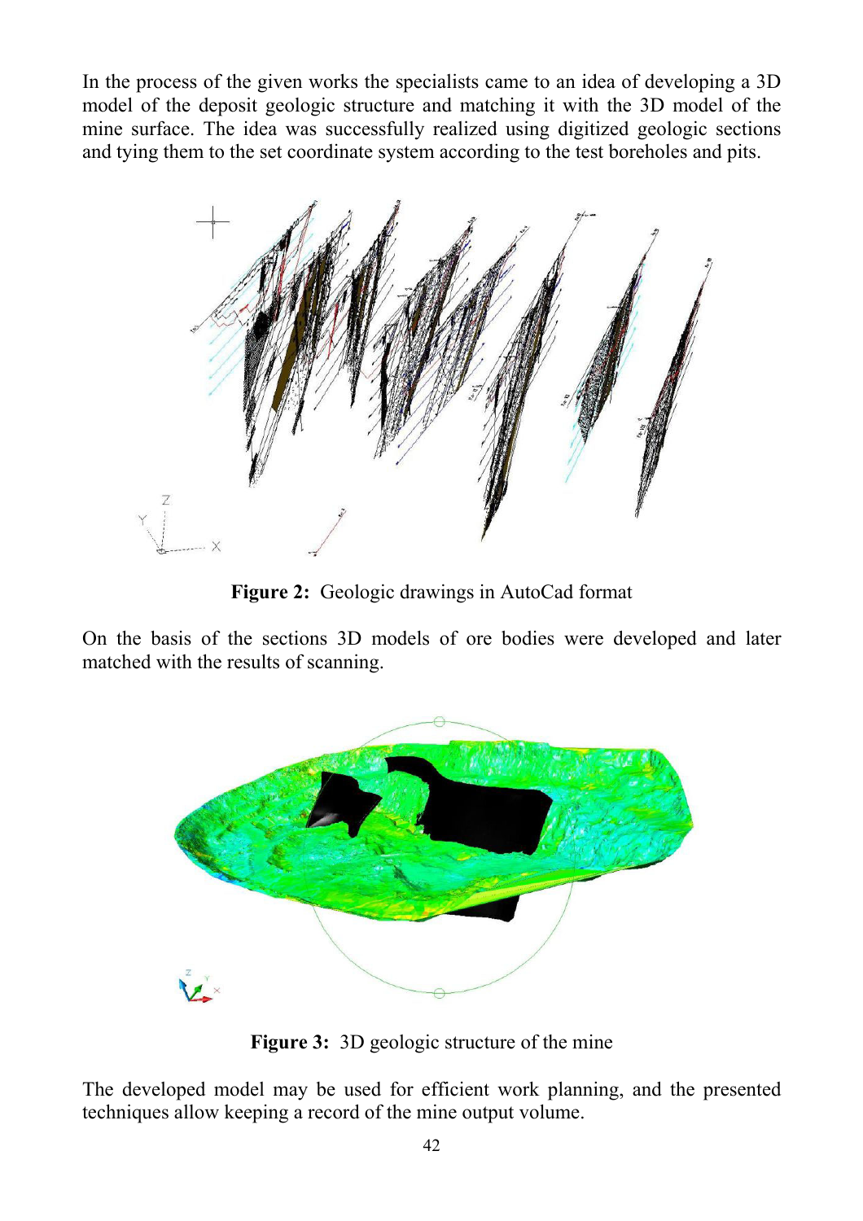In the process of the given works the specialists came to an idea of developing a 3D model of the deposit geologic structure and matching it with the 3D model of the mine surface. The idea was successfully realized using digitized geologic sections and tying them to the set coordinate system according to the test boreholes and pits.

**Figure 2:** Geologic drawings in AutoCad format

On the basis of the sections 3D models of ore bodies were developed and later matched with the results of scanning.

**Figure 3:** 3D geologic structure of the mine

The developed model may be used for efficient work planning, and the presented techniques allow keeping a record of the mine output volume.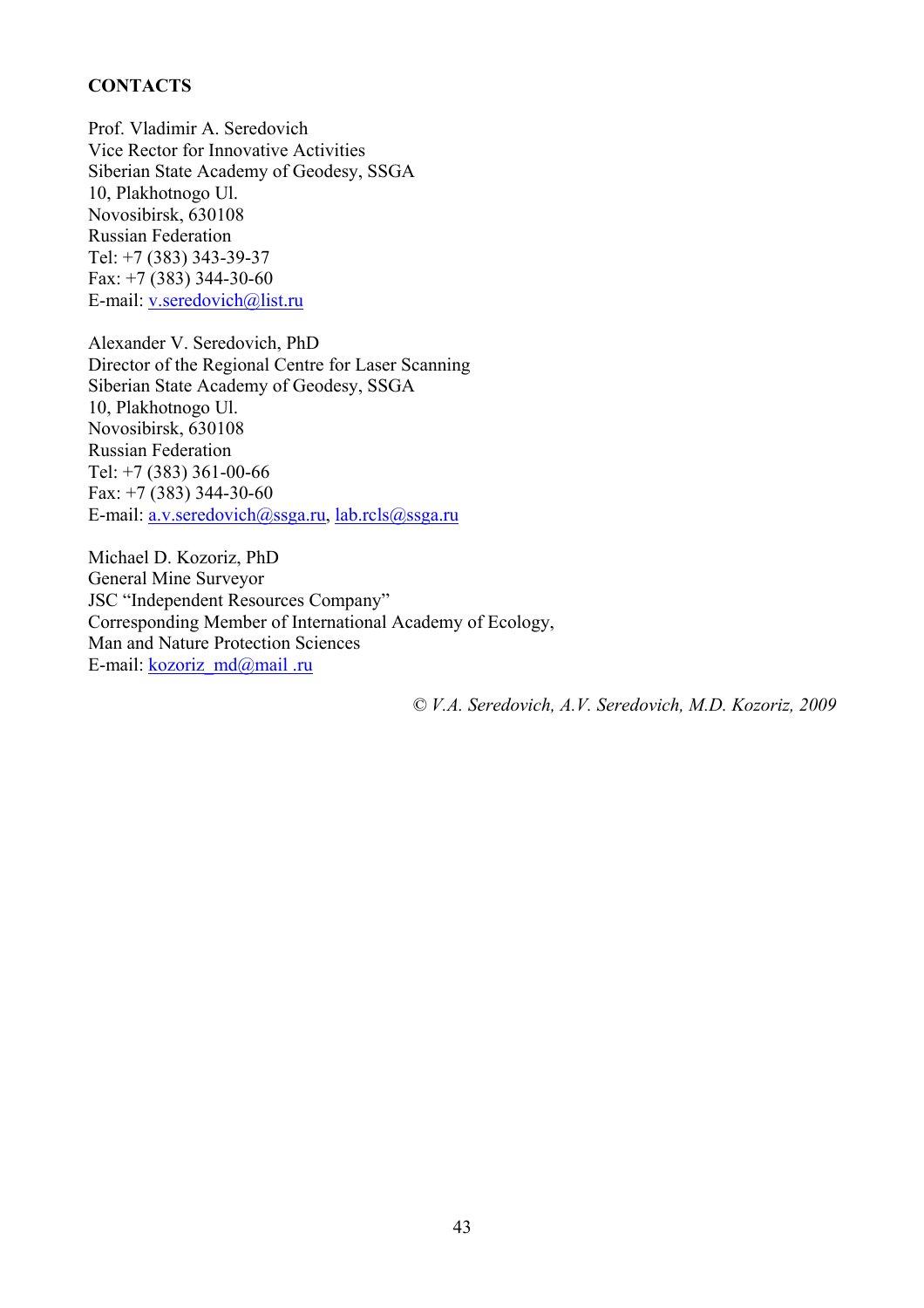**CONTACTS**

Prof. Vladimir A. Seredovich
Vice Rector for Innovative Activities
Siberian State Academy of Geodesy, SSGA
10, Plakhotnogo Ul.
Novosibirsk, 630108
Russian Federation
Tel: +7 (383) 343-39-37
Fax: +7 (383) 344-30-60
E-mail: v.seredovich@list.ru

Alexander V. Seredovich, PhD
Director of the Regional Centre for Laser Scanning
Siberian State Academy of Geodesy, SSGA
10, Plakhotnogo Ul.
Novosibirsk, 630108
Russian Federation
Tel: +7 (383) 361-00-66
Fax: +7 (383) 344-30-60
E-mail: a.v.seredovich@ssga.ru, lab.rcls@ssga.ru

Michael D. Kozoriz, PhD
General Mine Surveyor
JSC "Independent Resources Company"
Corresponding Member of International Academy of Ecology,
Man and Nature Protection Sciences
E-mail: kozoriz_md@mail .ru

*© V.A. Seredovich, A.V. Seredovich, M.D. Kozoriz, 2009*